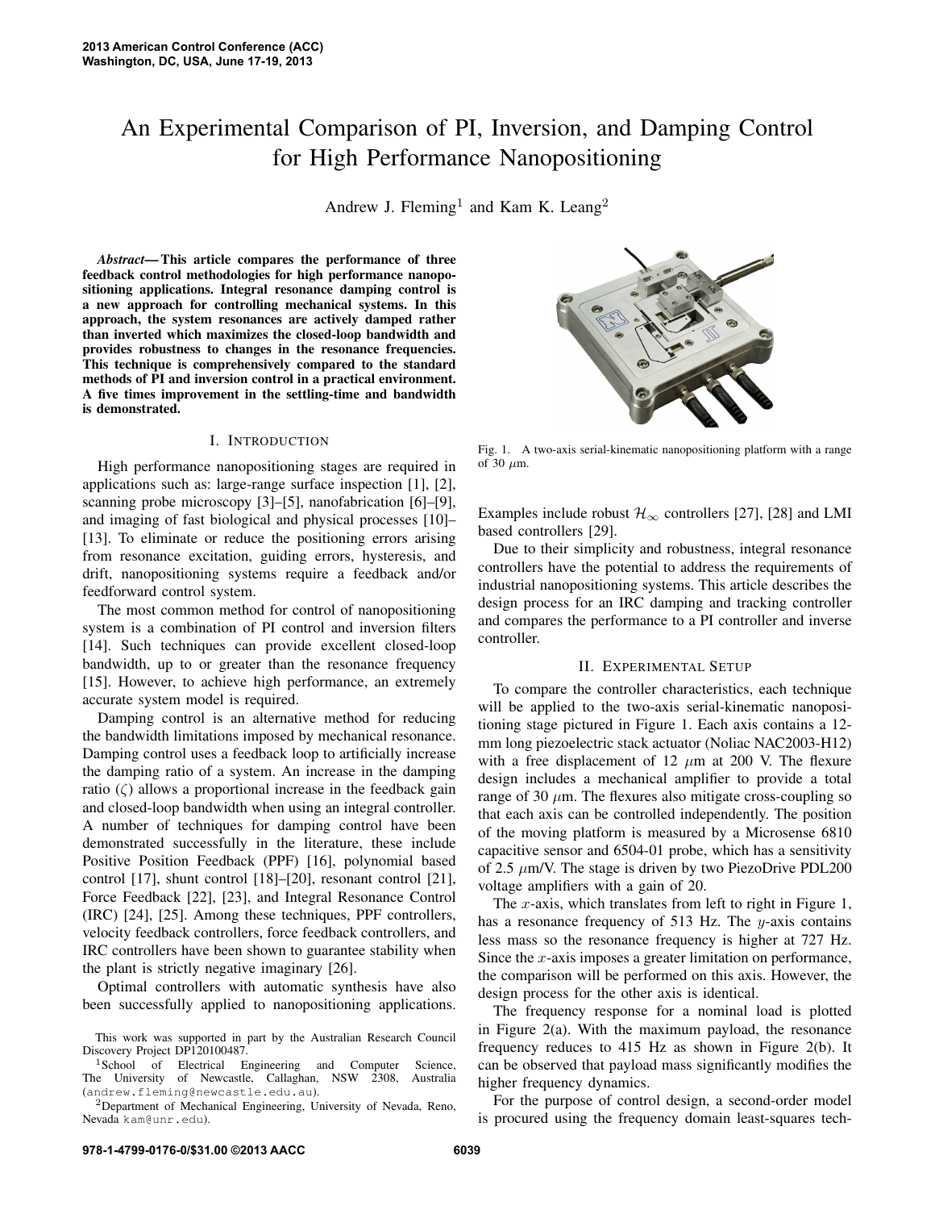# An Experimental Comparison of PI, Inversion, and Damping Control for High Performance Nanopositioning

Andrew J. Fleming[1] and Kam K. Leang[2]

***Abstract*— This article compares the performance of three feedback control methodologies for high performance nanopositioning applications. Integral resonance damping control is a new approach for controlling mechanical systems. In this approach, the system resonances are actively damped rather than inverted which maximizes the closed-loop bandwidth and provides robustness to changes in the resonance frequencies. This technique is comprehensively compared to the standard methods of PI and inversion control in a practical environment. A five times improvement in the settling-time and bandwidth is demonstrated.**

## I. Introduction

High performance nanopositioning stages are required in applications such as: large-range surface inspection [1], [2], scanning probe microscopy [3]–[5], nanofabrication [6]–[9], and imaging of fast biological and physical processes [10]–[13]. To eliminate or reduce the positioning errors arising from resonance excitation, guiding errors, hysteresis, and drift, nanopositioning systems require a feedback and/or feedforward control system.

The most common method for control of nanopositioning system is a combination of PI control and inversion filters [14]. Such techniques can provide excellent closed-loop bandwidth, up to or greater than the resonance frequency [15]. However, to achieve high performance, an extremely accurate system model is required.

Damping control is an alternative method for reducing the bandwidth limitations imposed by mechanical resonance. Damping control uses a feedback loop to artificially increase the damping ratio of a system. An increase in the damping ratio ($\zeta$) allows a proportional increase in the feedback gain and closed-loop bandwidth when using an integral controller. A number of techniques for damping control have been demonstrated successfully in the literature, these include Positive Position Feedback (PPF) [16], polynomial based control [17], shunt control [18]–[20], resonant control [21], Force Feedback [22], [23], and Integral Resonance Control (IRC) [24], [25]. Among these techniques, PPF controllers, velocity feedback controllers, force feedback controllers, and IRC controllers have been shown to guarantee stability when the plant is strictly negative imaginary [26].

Optimal controllers with automatic synthesis have also been successfully applied to nanopositioning applications. Examples include robust $\mathcal{H}_\infty$ controllers [27], [28] and LMI based controllers [29].

Due to their simplicity and robustness, integral resonance controllers have the potential to address the requirements of industrial nanopositioning systems. This article describes the design process for an IRC damping and tracking controller and compares the performance to a PI controller and inverse controller.

Fig. 1. A two-axis serial-kinematic nanopositioning platform with a range of 30 $\mu$m.

## II. Experimental Setup

To compare the controller characteristics, each technique will be applied to the two-axis serial-kinematic nanopositioning stage pictured in Figure 1. Each axis contains a 12-mm long piezoelectric stack actuator (Noliac NAC2003-H12) with a free displacement of 12 $\mu$m at 200 V. The flexure design includes a mechanical amplifier to provide a total range of 30 $\mu$m. The flexures also mitigate cross-coupling so that each axis can be controlled independently. The position of the moving platform is measured by a Microsense 6810 capacitive sensor and 6504-01 probe, which has a sensitivity of 2.5 $\mu$m/V. The stage is driven by two PiezoDrive PDL200 voltage amplifiers with a gain of 20.

The $x$-axis, which translates from left to right in Figure 1, has a resonance frequency of 513 Hz. The $y$-axis contains less mass so the resonance frequency is higher at 727 Hz. Since the $x$-axis imposes a greater limitation on performance, the comparison will be performed on this axis. However, the design process for the other axis is identical.

The frequency response for a nominal load is plotted in Figure 2(a). With the maximum payload, the resonance frequency reduces to 415 Hz as shown in Figure 2(b). It can be observed that payload mass significantly modifies the higher frequency dynamics.

For the purpose of control design, a second-order model is procured using the frequency domain least-squares tech-

This work was supported in part by the Australian Research Council Discovery Project DP120100487.

[1]School of Electrical Engineering and Computer Science, The University of Newcastle, Callaghan, NSW 2308, Australia (andrew.fleming@newcastle.edu.au).

[2]Department of Mechanical Engineering, University of Nevada, Reno, Nevada kam@unr.edu).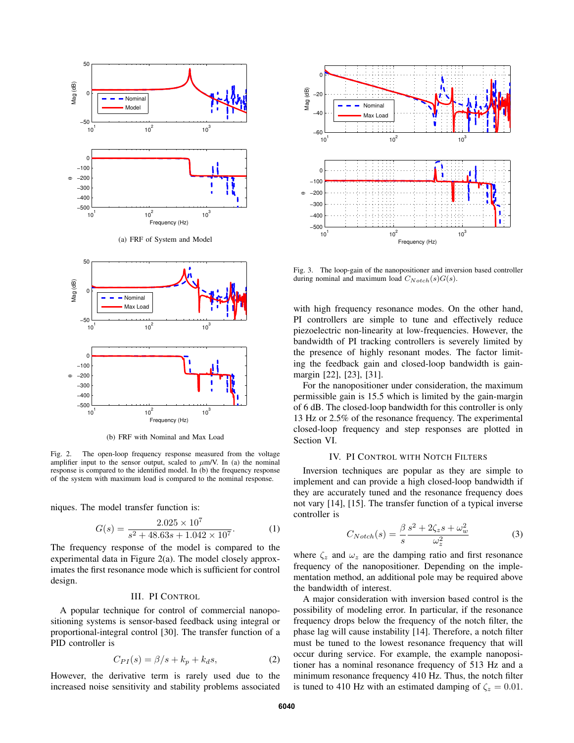(a) FRF of System and Model

(b) FRF with Nominal and Max Load

Fig. 2. The open-loop frequency response measured from the voltage amplifier input to the sensor output, scaled to $\mu$m/V. In (a) the nominal response is compared to the identified model. In (b) the frequency response of the system with maximum load is compared to the nominal response.

niques. The model transfer function is:

$$G(s) = \frac{2.025 \times 10^7}{s^2 + 48.63s + 1.042 \times 10^7}. \quad (1)$$

The frequency response of the model is compared to the experimental data in Figure 2(a). The model closely approximates the first resonance mode which is sufficient for control design.

## III. PI Control

A popular technique for control of commercial nanopositioning systems is sensor-based feedback using integral or proportional-integral control [30]. The transfer function of a PID controller is

$$C_{PI}(s) = \beta/s + k_p + k_d s, \quad (2)$$

However, the derivative term is rarely used due to the increased noise sensitivity and stability problems associated with high frequency resonance modes. On the other hand, PI controllers are simple to tune and effectively reduce piezoelectric non-linearity at low-frequencies. However, the bandwidth of PI tracking controllers is severely limited by the presence of highly resonant modes. The factor limiting the feedback gain and closed-loop bandwidth is gain-margin [22], [23], [31].

For the nanopositioner under consideration, the maximum permissible gain is 15.5 which is limited by the gain-margin of 6 dB. The closed-loop bandwidth for this controller is only 13 Hz or 2.5% of the resonance frequency. The experimental closed-loop frequency and step responses are plotted in Section VI.

Fig. 3. The loop-gain of the nanopositioner and inversion based controller during nominal and maximum load $C_{Notch}(s)G(s)$.

## IV. PI Control with Notch Filters

Inversion techniques are popular as they are simple to implement and can provide a high closed-loop bandwidth if they are accurately tuned and the resonance frequency does not vary [14], [15]. The transfer function of a typical inverse controller is

$$C_{Notch}(s) = \frac{\beta}{s} \frac{s^2 + 2\zeta_z s + \omega_w^2}{\omega_z^2} \quad (3)$$

where $\zeta_z$ and $\omega_z$ are the damping ratio and first resonance frequency of the nanopositioner. Depending on the implementation method, an additional pole may be required above the bandwidth of interest.

A major consideration with inversion based control is the possibility of modeling error. In particular, if the resonance frequency drops below the frequency of the notch filter, the phase lag will cause instability [14]. Therefore, a notch filter must be tuned to the lowest resonance frequency that will occur during service. For example, the example nanopositioner has a nominal resonance frequency of 513 Hz and a minimum resonance frequency 410 Hz. Thus, the notch filter is tuned to 410 Hz with an estimated damping of $\zeta_z = 0.01$.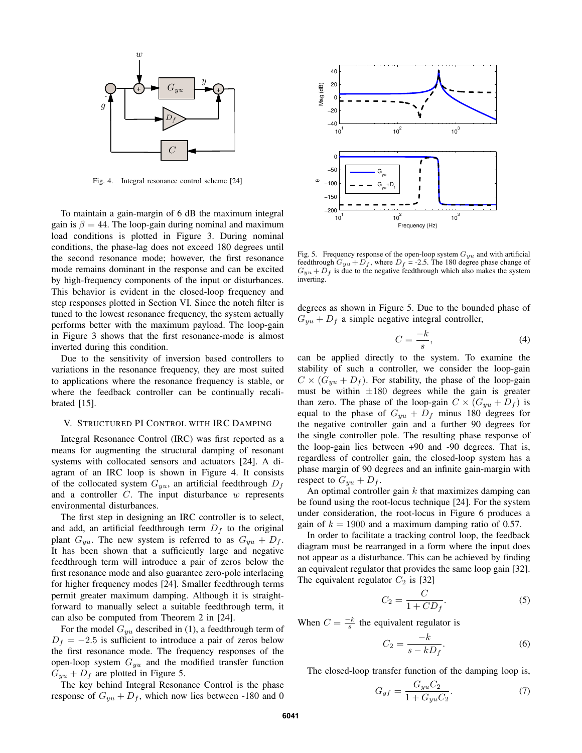Fig. 4. Integral resonance control scheme [24]

To maintain a gain-margin of 6 dB the maximum integral gain is $\beta = 44$. The loop-gain during nominal and maximum load conditions is plotted in Figure 3. During nominal conditions, the phase-lag does not exceed 180 degrees until the second resonance mode; however, the first resonance mode remains dominant in the response and can be excited by high-frequency components of the input or disturbances. This behavior is evident in the closed-loop frequency and step responses plotted in Section VI. Since the notch filter is tuned to the lowest resonance frequency, the system actually performs better with the maximum payload. The loop-gain in Figure 3 shows that the first resonance-mode is almost inverted during this condition.

Due to the sensitivity of inversion based controllers to variations in the resonance frequency, they are most suited to applications where the resonance frequency is stable, or where the feedback controller can be continually recalibrated [15].

## V. Structured PI Control with IRC Damping

Integral Resonance Control (IRC) was first reported as a means for augmenting the structural damping of resonant systems with collocated sensors and actuators [24]. A diagram of an IRC loop is shown in Figure 4. It consists of the collocated system $G_{yu}$, an artificial feedthrough $D_f$ and a controller $C$. The input disturbance $w$ represents environmental disturbances.

The first step in designing an IRC controller is to select, and add, an artificial feedthrough term $D_f$ to the original plant $G_{yu}$. The new system is referred to as $G_{yu} + D_f$. It has been shown that a sufficiently large and negative feedthrough term will introduce a pair of zeros below the first resonance mode and also guarantee zero-pole interlacing for higher frequency modes [24]. Smaller feedthrough terms permit greater maximum damping. Although it is straightforward to manually select a suitable feedthrough term, it can also be computed from Theorem 2 in [24].

For the model $G_{yu}$ described in (1), a feedthrough term of $D_f = -2.5$ is sufficient to introduce a pair of zeros below the first resonance mode. The frequency responses of the open-loop system $G_{yu}$ and the modified transfer function $G_{yu} + D_f$ are plotted in Figure 5.

The key behind Integral Resonance Control is the phase response of $G_{yu} + D_f$, which now lies between -180 and 0 degrees as shown in Figure 5. Due to the bounded phase of $G_{yu} + D_f$ a simple negative integral controller,

$$C = \frac{-k}{s}, \tag{4}$$

can be applied directly to the system. To examine the stability of such a controller, we consider the loop-gain $C \times (G_{yu} + D_f)$. For stability, the phase of the loop-gain must be within $\pm 180$ degrees while the gain is greater than zero. The phase of the loop-gain $C \times (G_{yu} + D_f)$ is equal to the phase of $G_{yu} + D_f$ minus 180 degrees for the negative controller gain and a further 90 degrees for the single controller pole. The resulting phase response of the loop-gain lies between +90 and -90 degrees. That is, regardless of controller gain, the closed-loop system has a phase margin of 90 degrees and an infinite gain-margin with respect to $G_{yu} + D_f$.

Fig. 5. Frequency response of the open-loop system $G_{yu}$ and with artificial feedthrough $G_{yu} + D_f$, where $D_f$ = -2.5. The 180 degree phase change of $G_{yu} + D_f$ is due to the negative feedthrough which also makes the system inverting.

An optimal controller gain $k$ that maximizes damping can be found using the root-locus technique [24]. For the system under consideration, the root-locus in Figure 6 produces a gain of $k = 1900$ and a maximum damping ratio of 0.57.

In order to facilitate a tracking control loop, the feedback diagram must be rearranged in a form where the input does not appear as a disturbance. This can be achieved by finding an equivalent regulator that provides the same loop gain [32]. The equivalent regulator $C_2$ is [32]

$$C_2 = \frac{C}{1 + CD_f}. \tag{5}$$

When $C = \frac{-k}{s}$ the equivalent regulator is

$$C_2 = \frac{-k}{s - kD_f}. \tag{6}$$

The closed-loop transfer function of the damping loop is,

$$G_{yf} = \frac{G_{yu} C_2}{1 + G_{yu} C_2}. \tag{7}$$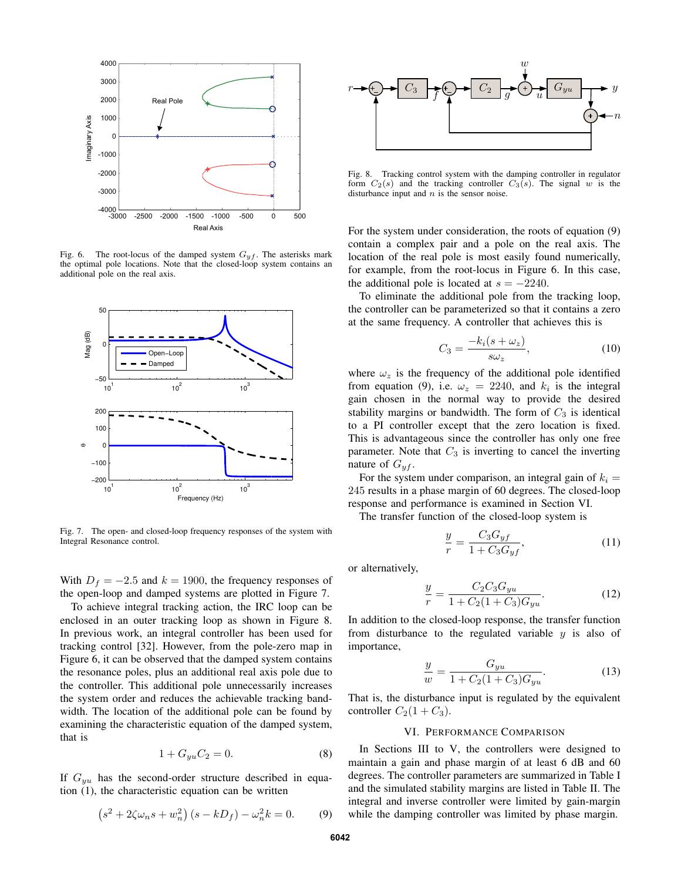Fig. 6. The root-locus of the damped system $G_{yf}$. The asterisks mark the optimal pole locations. Note that the closed-loop system contains an additional pole on the real axis.

Fig. 7. The open- and closed-loop frequency responses of the system with Integral Resonance control.

With $D_f = -2.5$ and $k = 1900$, the frequency responses of the open-loop and damped systems are plotted in Figure 7.

To achieve integral tracking action, the IRC loop can be enclosed in an outer tracking loop as shown in Figure 8. In previous work, an integral controller has been used for tracking control [32]. However, from the pole-zero map in Figure 6, it can be observed that the damped system contains the resonance poles, plus an additional real axis pole due to the controller. This additional pole unnecessarily increases the system order and reduces the achievable tracking bandwidth. The location of the additional pole can be found by examining the characteristic equation of the damped system, that is

$$1 + G_{yu}C_2 = 0. \tag{8}$$

If $G_{yu}$ has the second-order structure described in equation (1), the characteristic equation can be written

$$\left(s^2 + 2\zeta\omega_n s + w_n^2\right)(s - kD_f) - \omega_n^2 k = 0. \tag{9}$$

Fig. 8. Tracking control system with the damping controller in regulator form $C_2(s)$ and the tracking controller $C_3(s)$. The signal $w$ is the disturbance input and $n$ is the sensor noise.

For the system under consideration, the roots of equation (9) contain a complex pair and a pole on the real axis. The location of the real pole is most easily found numerically, for example, from the root-locus in Figure 6. In this case, the additional pole is located at $s = -2240$.

To eliminate the additional pole from the tracking loop, the controller can be parameterized so that it contains a zero at the same frequency. A controller that achieves this is

$$C_3 = \frac{-k_i(s + \omega_z)}{s\omega_z}, \tag{10}$$

where $\omega_z$ is the frequency of the additional pole identified from equation (9), i.e. $\omega_z = 2240$, and $k_i$ is the integral gain chosen in the normal way to provide the desired stability margins or bandwidth. The form of $C_3$ is identical to a PI controller except that the zero location is fixed. This is advantageous since the controller has only one free parameter. Note that $C_3$ is inverting to cancel the inverting nature of $G_{yf}$.

For the system under comparison, an integral gain of $k_i = 245$ results in a phase margin of 60 degrees. The closed-loop response and performance is examined in Section VI.

The transfer function of the closed-loop system is

$$\frac{y}{r} = \frac{C_3 G_{yf}}{1 + C_3 G_{yf}}, \tag{11}$$

or alternatively,

$$\frac{y}{r} = \frac{C_2 C_3 G_{yu}}{1 + C_2(1 + C_3)G_{yu}}. \tag{12}$$

In addition to the closed-loop response, the transfer function from disturbance to the regulated variable $y$ is also of importance,

$$\frac{y}{w} = \frac{G_{yu}}{1 + C_2(1 + C_3)G_{yu}}. \tag{13}$$

That is, the disturbance input is regulated by the equivalent controller $C_2(1 + C_3)$.

## VI. Performance Comparison

In Sections III to V, the controllers were designed to maintain a gain and phase margin of at least 6 dB and 60 degrees. The controller parameters are summarized in Table I and the simulated stability margins are listed in Table II. The integral and inverse controller were limited by gain-margin while the damping controller was limited by phase margin.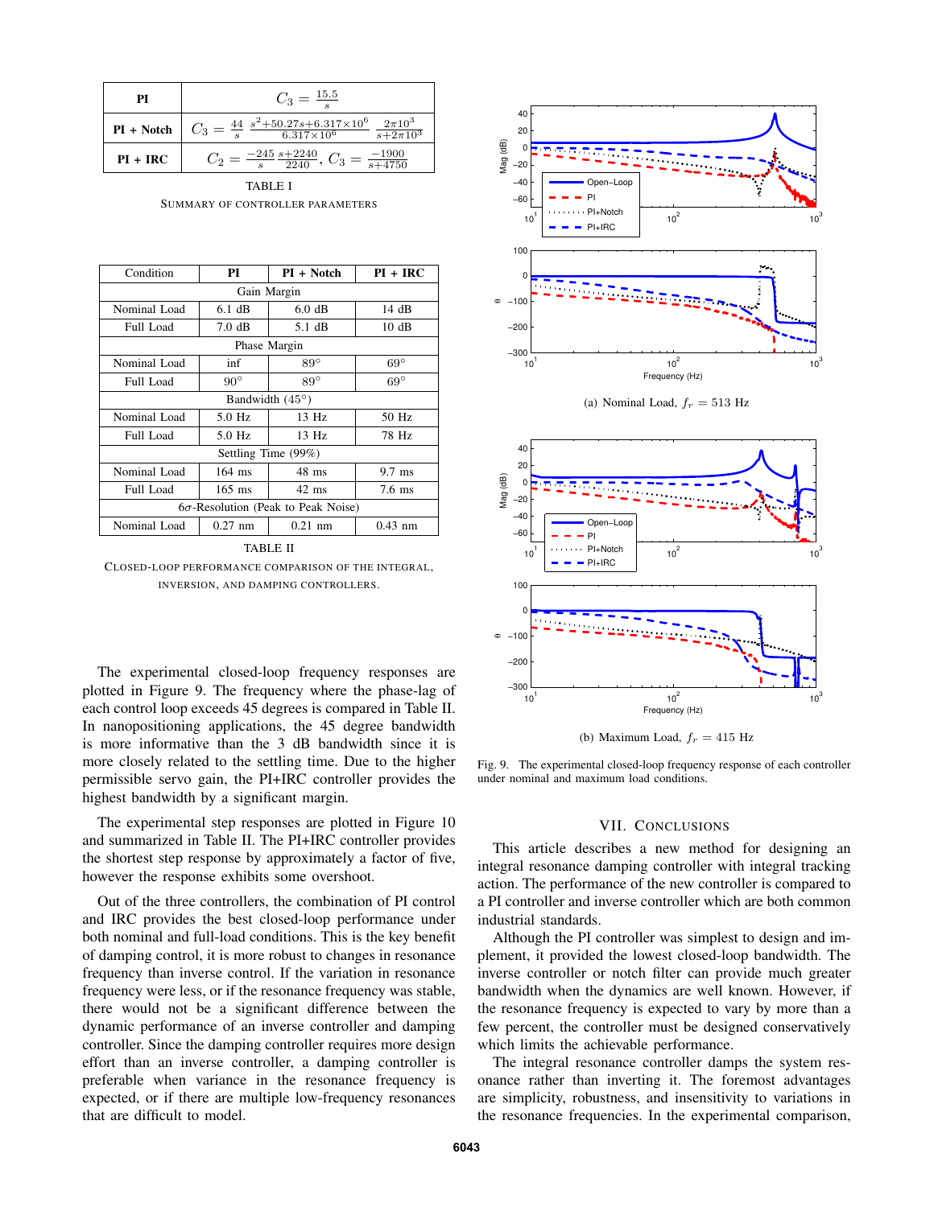| | |
|---|---|
| **PI** | $C_3 = \frac{15.5}{s}$ |
| **PI + Notch** | $C_3 = \frac{44}{s} \frac{s^2+50.27s+6.317\times 10^6}{6.317\times 10^6} \frac{2\pi 10^3}{s+2\pi 10^3}$ |
| **PI + IRC** | $C_2 = \frac{-245}{s} \frac{s+2240}{2240}$, $C_3 = \frac{-1900}{s+4750}$ |

TABLE I

SUMMARY OF CONTROLLER PARAMETERS

| Condition | PI | PI + Notch | PI + IRC |
|---|---|---|---|
| Gain Margin | | | |
| Nominal Load | 6.1 dB | 6.0 dB | 14 dB |
| Full Load | 7.0 dB | 5.1 dB | 10 dB |
| Phase Margin | | | |
| Nominal Load | inf | 89° | 69° |
| Full Load | 90° | 89° | 69° |
| Bandwidth (45°) | | | |
| Nominal Load | 5.0 Hz | 13 Hz | 50 Hz |
| Full Load | 5.0 Hz | 13 Hz | 78 Hz |
| Settling Time (99%) | | | |
| Nominal Load | 164 ms | 48 ms | 9.7 ms |
| Full Load | 165 ms | 42 ms | 7.6 ms |
| $6\sigma$-Resolution (Peak to Peak Noise) | | | |
| Nominal Load | 0.27 nm | 0.21 nm | 0.43 nm |

TABLE II

CLOSED-LOOP PERFORMANCE COMPARISON OF THE INTEGRAL, INVERSION, AND DAMPING CONTROLLERS.

The experimental closed-loop frequency responses are plotted in Figure 9. The frequency where the phase-lag of each control loop exceeds 45 degrees is compared in Table II. In nanopositioning applications, the 45 degree bandwidth is more informative than the 3 dB bandwidth since it is more closely related to the settling time. Due to the higher permissible servo gain, the PI+IRC controller provides the highest bandwidth by a significant margin.

The experimental step responses are plotted in Figure 10 and summarized in Table II. The PI+IRC controller provides the shortest step response by approximately a factor of five, however the response exhibits some overshoot.

Out of the three controllers, the combination of PI control and IRC provides the best closed-loop performance under both nominal and full-load conditions. This is the key benefit of damping control, it is more robust to changes in resonance frequency than inverse control. If the variation in resonance frequency were less, or if the resonance frequency was stable, there would not be a significant difference between the dynamic performance of an inverse controller and damping controller. Since the damping controller requires more design effort than an inverse controller, a damping controller is preferable when variance in the resonance frequency is expected, or if there are multiple low-frequency resonances that are difficult to model.

Mag (dB)
40
20
0
−20
−40
−60
Open−Loop
PI
PI+Notch
PI+IRC
θ
100
0
−100
−200
−300
$10^1$
$10^2$
$10^3$
Frequency (Hz)

(a) Nominal Load, $f_r = 513$ Hz

Mag (dB)
40
20
0
−20
−40
−60
Open−Loop
PI
PI+Notch
PI+IRC
θ
100
0
−100
−200
−300
$10^1$
$10^2$
$10^3$
Frequency (Hz)

(b) Maximum Load, $f_r = 415$ Hz

Fig. 9. The experimental closed-loop frequency response of each controller under nominal and maximum load conditions.

## VII. Conclusions

This article describes a new method for designing an integral resonance damping controller with integral tracking action. The performance of the new controller is compared to a PI controller and inverse controller which are both common industrial standards.

Although the PI controller was simplest to design and implement, it provided the lowest closed-loop bandwidth. The inverse controller or notch filter can provide much greater bandwidth when the dynamics are well known. However, if the resonance frequency is expected to vary by more than a few percent, the controller must be designed conservatively which limits the achievable performance.

The integral resonance controller damps the system resonance rather than inverting it. The foremost advantages are simplicity, robustness, and insensitivity to variations in the resonance frequencies. In the experimental comparison,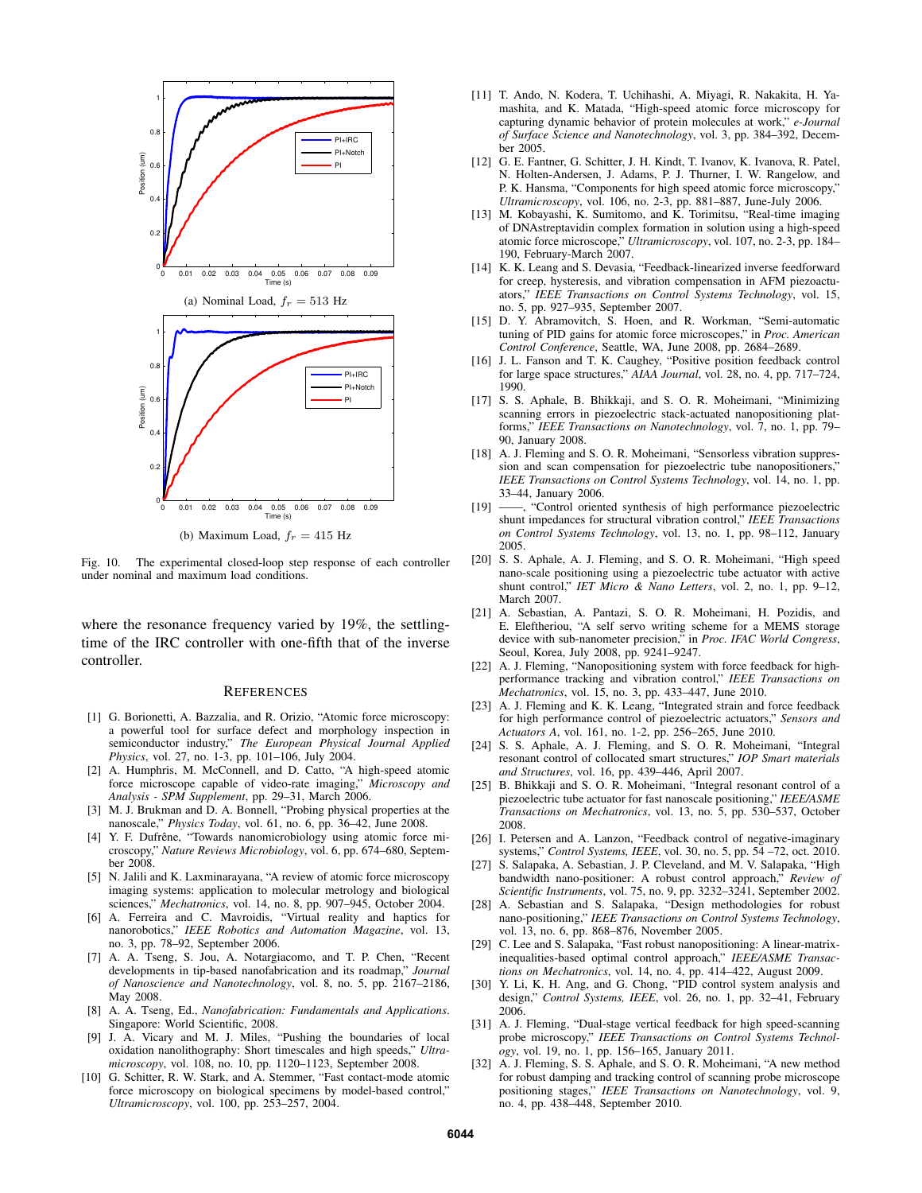1

0.8

0.6

0.4

0.2

0

0 0.01 0.02 0.03 0.04 0.05 0.06 0.07 0.08 0.09

Time (s)

Position (um)

PI+IRC

PI+Notch

PI

(a) Nominal Load, $f_r = 513$ Hz

1

0.8

0.6

0.4

0.2

0

0 0.01 0.02 0.03 0.04 0.05 0.06 0.07 0.08 0.09

Time (s)

Position (um)

PI+IRC

PI+Notch

PI

(b) Maximum Load, $f_r = 415$ Hz

Fig. 10. The experimental closed-loop step response of each controller under nominal and maximum load conditions.

where the resonance frequency varied by 19%, the settling-time of the IRC controller with one-fifth that of the inverse controller.

## References

[1] G. Borionetti, A. Bazzalia, and R. Orizio, "Atomic force microscopy: a powerful tool for surface defect and morphology inspection in semiconductor industry," *The European Physical Journal Applied Physics*, vol. 27, no. 1-3, pp. 101–106, July 2004.

[2] A. Humphris, M. McConnell, and D. Catto, "A high-speed atomic force microscope capable of video-rate imaging," *Microscopy and Analysis - SPM Supplement*, pp. 29–31, March 2006.

[3] M. J. Brukman and D. A. Bonnell, "Probing physical properties at the nanoscale," *Physics Today*, vol. 61, no. 6, pp. 36–42, June 2008.

[4] Y. F. Dufrêne, "Towards nanomicrobiology using atomic force microscopy," *Nature Reviews Microbiology*, vol. 6, pp. 674–680, September 2008.

[5] N. Jalili and K. Laxminarayana, "A review of atomic force microscopy imaging systems: application to molecular metrology and biological sciences," *Mechatronics*, vol. 14, no. 8, pp. 907–945, October 2004.

[6] A. Ferreira and C. Mavroidis, "Virtual reality and haptics for nanorobotics," *IEEE Robotics and Automation Magazine*, vol. 13, no. 3, pp. 78–92, September 2006.

[7] A. A. Tseng, S. Jou, A. Notargiacomo, and T. P. Chen, "Recent developments in tip-based nanofabrication and its roadmap," *Journal of Nanoscience and Nanotechnology*, vol. 8, no. 5, pp. 2167–2186, May 2008.

[8] A. A. Tseng, Ed., *Nanofabrication: Fundamentals and Applications*. Singapore: World Scientific, 2008.

[9] J. A. Vicary and M. J. Miles, "Pushing the boundaries of local oxidation nanolithography: Short timescales and high speeds," *Ultramicroscopy*, vol. 108, no. 10, pp. 1120–1123, September 2008.

[10] G. Schitter, R. W. Stark, and A. Stemmer, "Fast contact-mode atomic force microscopy on biological specimens by model-based control," *Ultramicroscopy*, vol. 100, pp. 253–257, 2004.

[11] T. Ando, N. Kodera, T. Uchihashi, A. Miyagi, R. Nakakita, H. Yamashita, and K. Matada, "High-speed atomic force microscopy for capturing dynamic behavior of protein molecules at work," *e-Journal of Surface Science and Nanotechnology*, vol. 3, pp. 384–392, December 2005.

[12] G. E. Fantner, G. Schitter, J. H. Kindt, T. Ivanov, K. Ivanova, R. Patel, N. Holten-Andersen, J. Adams, P. J. Thurner, I. W. Rangelow, and P. K. Hansma, "Components for high speed atomic force microscopy," *Ultramicroscopy*, vol. 106, no. 2-3, pp. 881–887, June-July 2006.

[13] M. Kobayashi, K. Sumitomo, and K. Torimitsu, "Real-time imaging of DNAstreptavidin complex formation in solution using a high-speed atomic force microscope," *Ultramicroscopy*, vol. 107, no. 2-3, pp. 184–190, February-March 2007.

[14] K. K. Leang and S. Devasia, "Feedback-linearized inverse feedforward for creep, hysteresis, and vibration compensation in AFM piezoactuators," *IEEE Transactions on Control Systems Technology*, vol. 15, no. 5, pp. 927–935, September 2007.

[15] D. Y. Abramovitch, S. Hoen, and R. Workman, "Semi-automatic tuning of PID gains for atomic force microscopes," in *Proc. American Control Conference*, Seattle, WA, June 2008, pp. 2684–2689.

[16] J. L. Fanson and T. K. Caughey, "Positive position feedback control for large space structures," *AIAA Journal*, vol. 28, no. 4, pp. 717–724, 1990.

[17] S. S. Aphale, B. Bhikkaji, and S. O. R. Moheimani, "Minimizing scanning errors in piezoelectric stack-actuated nanopositioning platforms," *IEEE Transactions on Nanotechnology*, vol. 7, no. 1, pp. 79–90, January 2008.

[18] A. J. Fleming and S. O. R. Moheimani, "Sensorless vibration suppression and scan compensation for piezoelectric tube nanopositioners," *IEEE Transactions on Control Systems Technology*, vol. 14, no. 1, pp. 33–44, January 2006.

[19] ——, "Control oriented synthesis of high performance piezoelectric shunt impedances for structural vibration control," *IEEE Transactions on Control Systems Technology*, vol. 13, no. 1, pp. 98–112, January 2005.

[20] S. S. Aphale, A. J. Fleming, and S. O. R. Moheimani, "High speed nano-scale positioning using a piezoelectric tube actuator with active shunt control," *IET Micro & Nano Letters*, vol. 2, no. 1, pp. 9–12, March 2007.

[21] A. Sebastian, A. Pantazi, S. O. R. Moheimani, H. Pozidis, and E. Eleftheriou, "A self servo writing scheme for a MEMS storage device with sub-nanometer precision," in *Proc. IFAC World Congress*, Seoul, Korea, July 2008, pp. 9241–9247.

[22] A. J. Fleming, "Nanopositioning system with force feedback for high-performance tracking and vibration control," *IEEE Transactions on Mechatronics*, vol. 15, no. 3, pp. 433–447, June 2010.

[23] A. J. Fleming and K. K. Leang, "Integrated strain and force feedback for high performance control of piezoelectric actuators," *Sensors and Actuators A*, vol. 161, no. 1-2, pp. 256–265, June 2010.

[24] S. S. Aphale, A. J. Fleming, and S. O. R. Moheimani, "Integral resonant control of collocated smart structures," *IOP Smart materials and Structures*, vol. 16, pp. 439–446, April 2007.

[25] B. Bhikkaji and S. O. R. Moheimani, "Integral resonant control of a piezoelectric tube actuator for fast nanoscale positioning," *IEEE/ASME Transactions on Mechatronics*, vol. 13, no. 5, pp. 530–537, October 2008.

[26] I. Petersen and A. Lanzon, "Feedback control of negative-imaginary systems," *Control Systems, IEEE*, vol. 30, no. 5, pp. 54 –72, oct. 2010.

[27] S. Salapaka, A. Sebastian, J. P. Cleveland, and M. V. Salapaka, "High bandwidth nano-positioner: A robust control approach," *Review of Scientific Instruments*, vol. 75, no. 9, pp. 3232–3241, September 2002.

[28] A. Sebastian and S. Salapaka, "Design methodologies for robust nano-positioning," *IEEE Transactions on Control Systems Technology*, vol. 13, no. 6, pp. 868–876, November 2005.

[29] C. Lee and S. Salapaka, "Fast robust nanopositioning: A linear-matrix-inequalities-based optimal control approach," *IEEE/ASME Transactions on Mechatronics*, vol. 14, no. 4, pp. 414–422, August 2009.

[30] Y. Li, K. H. Ang, and G. Chong, "PID control system analysis and design," *Control Systems, IEEE*, vol. 26, no. 1, pp. 32–41, February 2006.

[31] A. J. Fleming, "Dual-stage vertical feedback for high speed-scanning probe microscopy," *IEEE Transactions on Control Systems Technology*, vol. 19, no. 1, pp. 156–165, January 2011.

[32] A. J. Fleming, S. S. Aphale, and S. O. R. Moheimani, "A new method for robust damping and tracking control of scanning probe microscope positioning stages," *IEEE Transactions on Nanotechnology*, vol. 9, no. 4, pp. 438–448, September 2010.